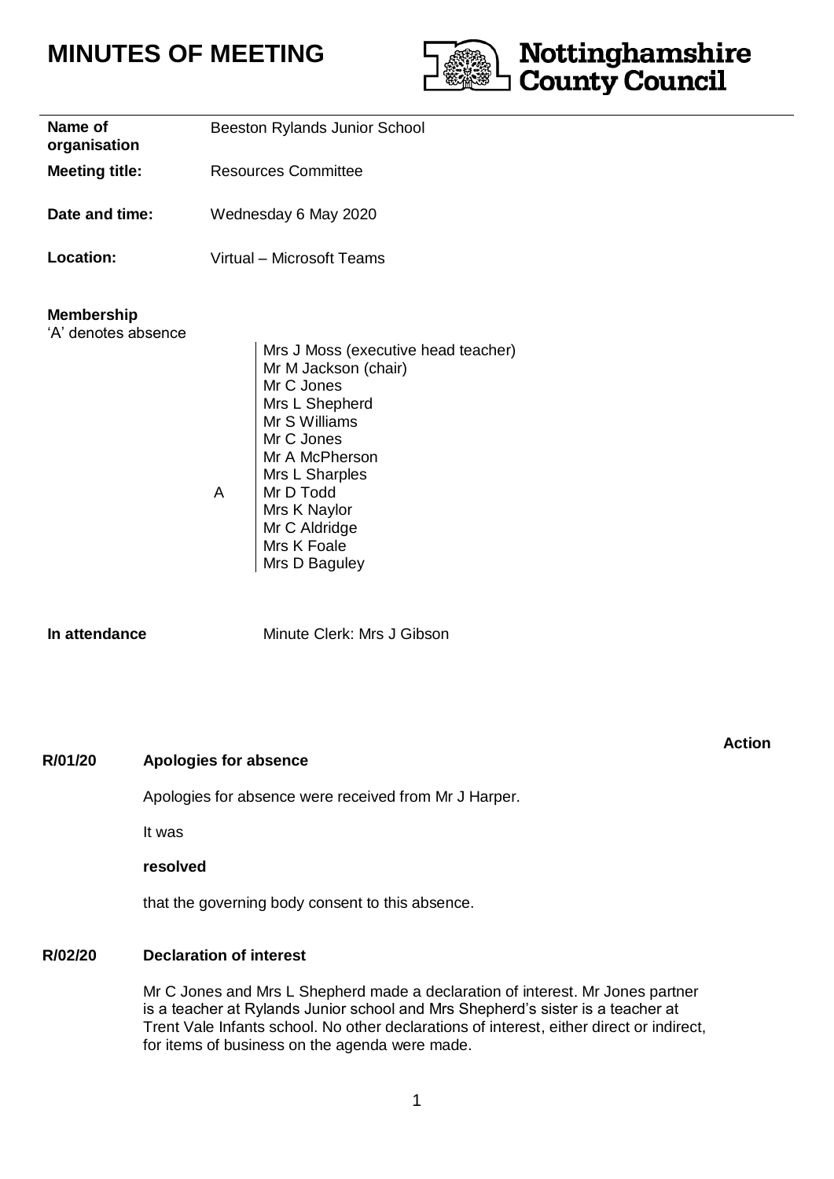# MINUTES OF MEETING

Nottinghamshire County Council

| | |
|---|---|
| **Name of organisation** | Beeston Rylands Junior School |
| **Meeting title:** | Resources Committee |
| **Date and time:** | Wednesday 6 May 2020 |
| **Location:** | Virtual – Microsoft Teams |

**Membership**
'A' denotes absence

| | |
|---|---|
| | Mrs J Moss (executive head teacher) |
| | Mr M Jackson (chair) |
| | Mr C Jones |
| | Mrs L Shepherd |
| | Mr S Williams |
| | Mr C Jones |
| | Mr A McPherson |
| | Mrs L Sharples |
| A | Mr D Todd |
| | Mrs K Naylor |
| | Mr C Aldridge |
| | Mrs K Foale |
| | Mrs D Baguley |

**In attendance** Minute Clerk: Mrs J Gibson

**Action**

**R/01/20 Apologies for absence**

Apologies for absence were received from Mr J Harper.

It was

**resolved**

that the governing body consent to this absence.

**R/02/20 Declaration of interest**

Mr C Jones and Mrs L Shepherd made a declaration of interest. Mr Jones partner is a teacher at Rylands Junior school and Mrs Shepherd's sister is a teacher at Trent Vale Infants school. No other declarations of interest, either direct or indirect, for items of business on the agenda were made.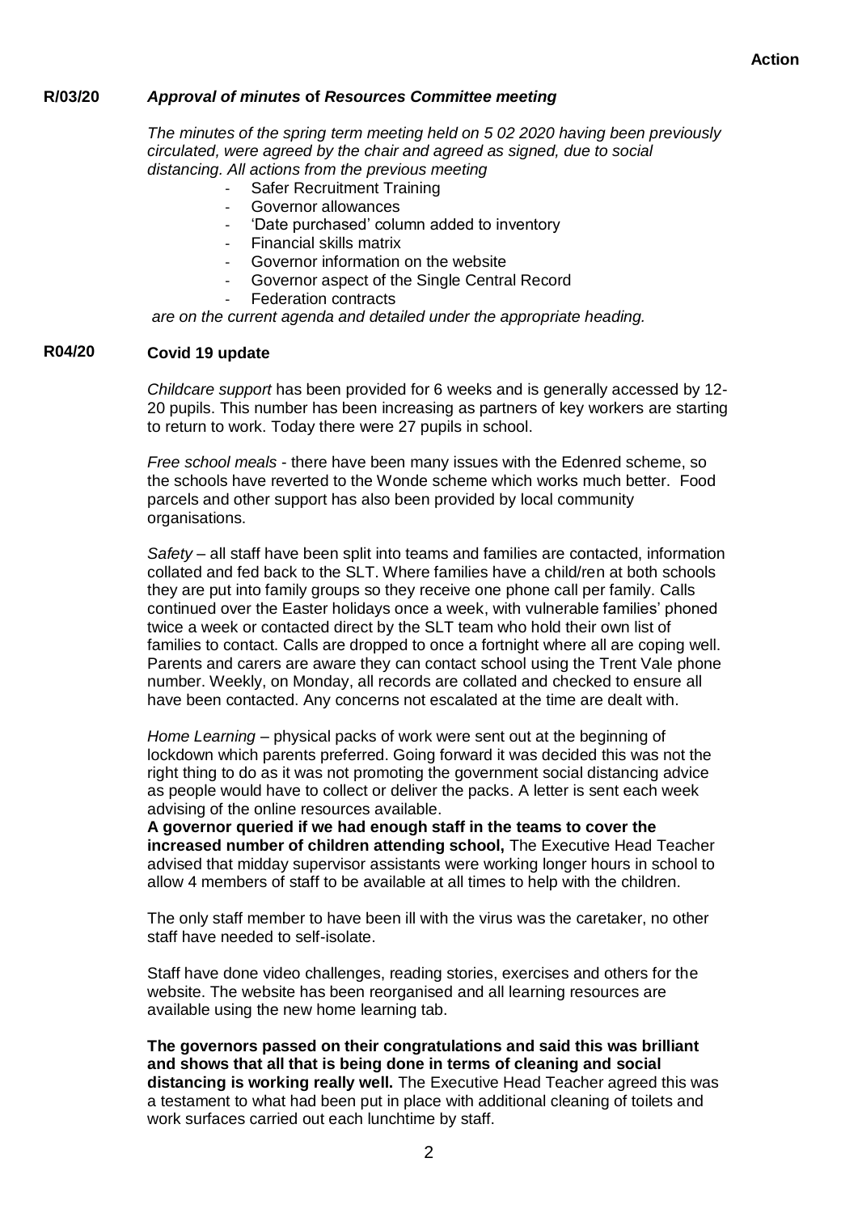**Action**

**R/03/20** ***Approval of minutes* of *Resources Committee meeting***

*The minutes of the spring term meeting held on 5 02 2020 having been previously circulated, were agreed by the chair and agreed as signed, due to social distancing. All actions from the previous meeting*

- Safer Recruitment Training
- Governor allowances
- 'Date purchased' column added to inventory
- Financial skills matrix
- Governor information on the website
- Governor aspect of the Single Central Record
- Federation contracts

*are on the current agenda and detailed under the appropriate heading.*

**R04/20** **Covid 19 update**

*Childcare support* has been provided for 6 weeks and is generally accessed by 12-20 pupils. This number has been increasing as partners of key workers are starting to return to work. Today there were 27 pupils in school.

*Free school meals* - there have been many issues with the Edenred scheme, so the schools have reverted to the Wonde scheme which works much better. Food parcels and other support has also been provided by local community organisations.

*Safety* – all staff have been split into teams and families are contacted, information collated and fed back to the SLT. Where families have a child/ren at both schools they are put into family groups so they receive one phone call per family. Calls continued over the Easter holidays once a week, with vulnerable families' phoned twice a week or contacted direct by the SLT team who hold their own list of families to contact. Calls are dropped to once a fortnight where all are coping well. Parents and carers are aware they can contact school using the Trent Vale phone number. Weekly, on Monday, all records are collated and checked to ensure all have been contacted. Any concerns not escalated at the time are dealt with.

*Home Learning* – physical packs of work were sent out at the beginning of lockdown which parents preferred. Going forward it was decided this was not the right thing to do as it was not promoting the government social distancing advice as people would have to collect or deliver the packs. A letter is sent each week advising of the online resources available.
**A governor queried if we had enough staff in the teams to cover the increased number of children attending school,** The Executive Head Teacher advised that midday supervisor assistants were working longer hours in school to allow 4 members of staff to be available at all times to help with the children.

The only staff member to have been ill with the virus was the caretaker, no other staff have needed to self-isolate.

Staff have done video challenges, reading stories, exercises and others for the website. The website has been reorganised and all learning resources are available using the new home learning tab.

**The governors passed on their congratulations and said this was brilliant and shows that all that is being done in terms of cleaning and social distancing is working really well.** The Executive Head Teacher agreed this was a testament to what had been put in place with additional cleaning of toilets and work surfaces carried out each lunchtime by staff.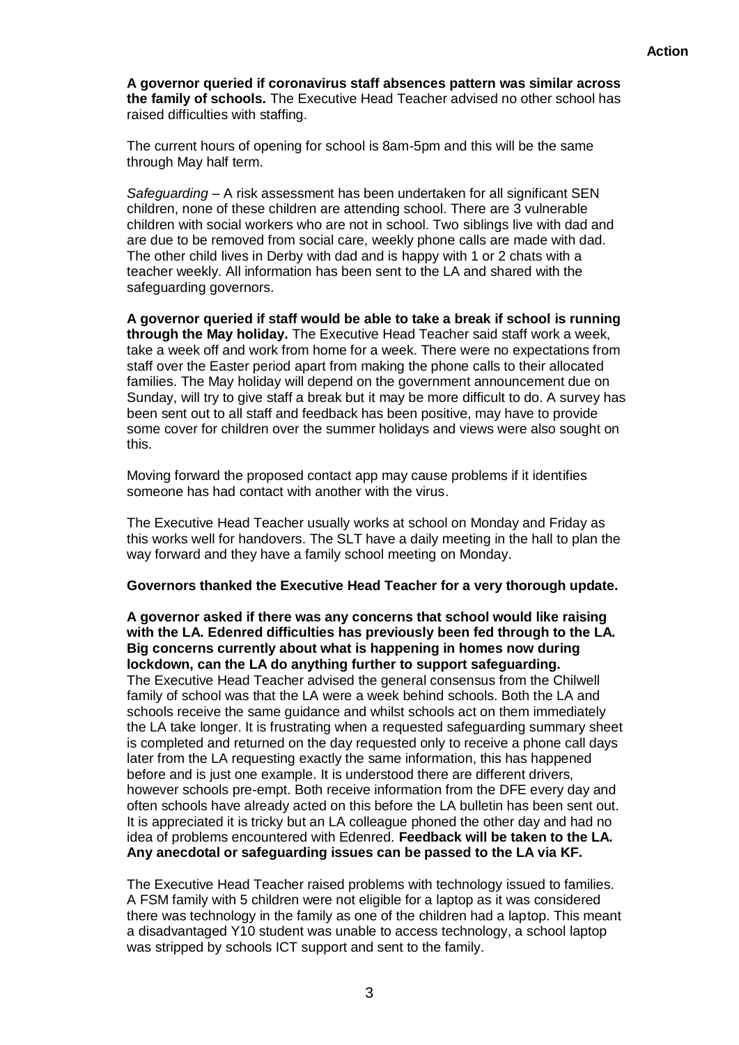**Action**

**A governor queried if coronavirus staff absences pattern was similar across the family of schools.** The Executive Head Teacher advised no other school has raised difficulties with staffing.

The current hours of opening for school is 8am-5pm and this will be the same through May half term.

*Safeguarding* – A risk assessment has been undertaken for all significant SEN children, none of these children are attending school. There are 3 vulnerable children with social workers who are not in school. Two siblings live with dad and are due to be removed from social care, weekly phone calls are made with dad. The other child lives in Derby with dad and is happy with 1 or 2 chats with a teacher weekly. All information has been sent to the LA and shared with the safeguarding governors.

**A governor queried if staff would be able to take a break if school is running through the May holiday.** The Executive Head Teacher said staff work a week, take a week off and work from home for a week. There were no expectations from staff over the Easter period apart from making the phone calls to their allocated families. The May holiday will depend on the government announcement due on Sunday, will try to give staff a break but it may be more difficult to do. A survey has been sent out to all staff and feedback has been positive, may have to provide some cover for children over the summer holidays and views were also sought on this.

Moving forward the proposed contact app may cause problems if it identifies someone has had contact with another with the virus.

The Executive Head Teacher usually works at school on Monday and Friday as this works well for handovers. The SLT have a daily meeting in the hall to plan the way forward and they have a family school meeting on Monday.

**Governors thanked the Executive Head Teacher for a very thorough update.**

**A governor asked if there was any concerns that school would like raising with the LA. Edenred difficulties has previously been fed through to the LA. Big concerns currently about what is happening in homes now during lockdown, can the LA do anything further to support safeguarding.** The Executive Head Teacher advised the general consensus from the Chilwell family of school was that the LA were a week behind schools. Both the LA and schools receive the same guidance and whilst schools act on them immediately the LA take longer. It is frustrating when a requested safeguarding summary sheet is completed and returned on the day requested only to receive a phone call days later from the LA requesting exactly the same information, this has happened before and is just one example. It is understood there are different drivers, however schools pre-empt. Both receive information from the DFE every day and often schools have already acted on this before the LA bulletin has been sent out. It is appreciated it is tricky but an LA colleague phoned the other day and had no idea of problems encountered with Edenred. **Feedback will be taken to the LA. Any anecdotal or safeguarding issues can be passed to the LA via KF.**

The Executive Head Teacher raised problems with technology issued to families. A FSM family with 5 children were not eligible for a laptop as it was considered there was technology in the family as one of the children had a laptop. This meant a disadvantaged Y10 student was unable to access technology, a school laptop was stripped by schools ICT support and sent to the family.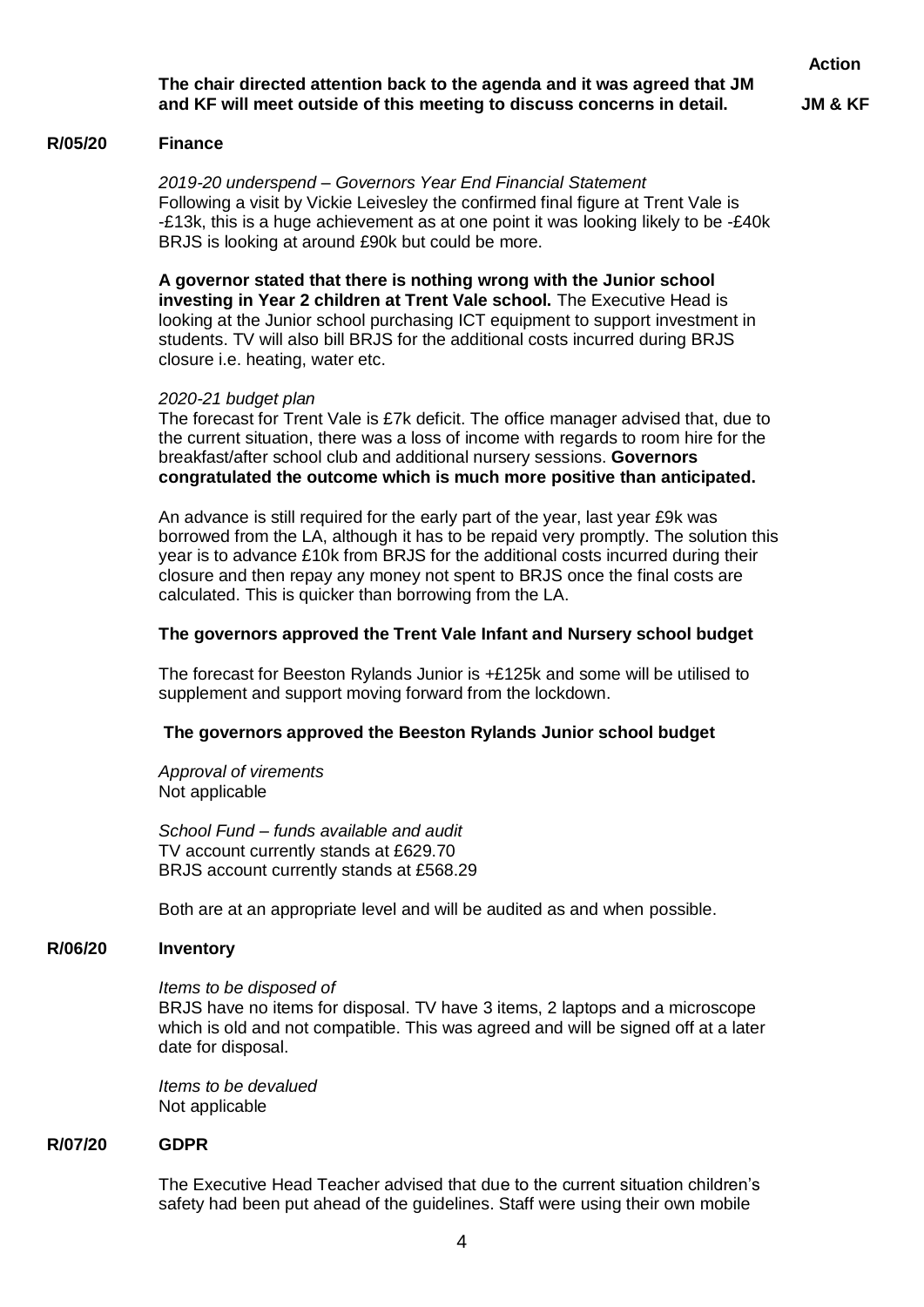**Action**

**The chair directed attention back to the agenda and it was agreed that JM and KF will meet outside of this meeting to discuss concerns in detail.** **JM & KF**

**R/05/20 Finance**

*2019-20 underspend – Governors Year End Financial Statement*
Following a visit by Vickie Leivesley the confirmed final figure at Trent Vale is -£13k, this is a huge achievement as at one point it was looking likely to be -£40k BRJS is looking at around £90k but could be more.

**A governor stated that there is nothing wrong with the Junior school investing in Year 2 children at Trent Vale school.** The Executive Head is looking at the Junior school purchasing ICT equipment to support investment in students. TV will also bill BRJS for the additional costs incurred during BRJS closure i.e. heating, water etc.

*2020-21 budget plan*
The forecast for Trent Vale is £7k deficit. The office manager advised that, due to the current situation, there was a loss of income with regards to room hire for the breakfast/after school club and additional nursery sessions. **Governors congratulated the outcome which is much more positive than anticipated.**

An advance is still required for the early part of the year, last year £9k was borrowed from the LA, although it has to be repaid very promptly. The solution this year is to advance £10k from BRJS for the additional costs incurred during their closure and then repay any money not spent to BRJS once the final costs are calculated. This is quicker than borrowing from the LA.

**The governors approved the Trent Vale Infant and Nursery school budget**

The forecast for Beeston Rylands Junior is +£125k and some will be utilised to supplement and support moving forward from the lockdown.

**The governors approved the Beeston Rylands Junior school budget**

*Approval of virements*
Not applicable

*School Fund – funds available and audit*
TV account currently stands at £629.70
BRJS account currently stands at £568.29

Both are at an appropriate level and will be audited as and when possible.

**R/06/20 Inventory**

*Items to be disposed of*
BRJS have no items for disposal. TV have 3 items, 2 laptops and a microscope which is old and not compatible. This was agreed and will be signed off at a later date for disposal.

*Items to be devalued*
Not applicable

**R/07/20 GDPR**

The Executive Head Teacher advised that due to the current situation children's safety had been put ahead of the guidelines. Staff were using their own mobile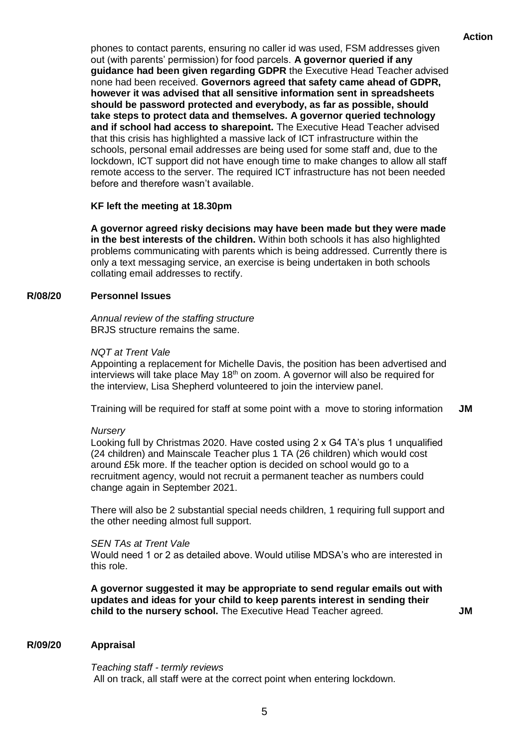**Action**

phones to contact parents, ensuring no caller id was used, FSM addresses given out (with parents' permission) for food parcels. **A governor queried if any guidance had been given regarding GDPR** the Executive Head Teacher advised none had been received. **Governors agreed that safety came ahead of GDPR, however it was advised that all sensitive information sent in spreadsheets should be password protected and everybody, as far as possible, should take steps to protect data and themselves. A governor queried technology and if school had access to sharepoint.** The Executive Head Teacher advised that this crisis has highlighted a massive lack of ICT infrastructure within the schools, personal email addresses are being used for some staff and, due to the lockdown, ICT support did not have enough time to make changes to allow all staff remote access to the server. The required ICT infrastructure has not been needed before and therefore wasn't available.

**KF left the meeting at 18.30pm**

**A governor agreed risky decisions may have been made but they were made in the best interests of the children.** Within both schools it has also highlighted problems communicating with parents which is being addressed. Currently there is only a text messaging service, an exercise is being undertaken in both schools collating email addresses to rectify.

## R/08/20 Personnel Issues

*Annual review of the staffing structure*
BRJS structure remains the same.

*NQT at Trent Vale*
Appointing a replacement for Michelle Davis, the position has been advertised and interviews will take place May 18th on zoom. A governor will also be required for the interview, Lisa Shepherd volunteered to join the interview panel.

Training will be required for staff at some point with a move to storing information — **JM**

*Nursery*
Looking full by Christmas 2020. Have costed using 2 x G4 TA's plus 1 unqualified (24 children) and Mainscale Teacher plus 1 TA (26 children) which would cost around £5k more. If the teacher option is decided on school would go to a recruitment agency, would not recruit a permanent teacher as numbers could change again in September 2021.

There will also be 2 substantial special needs children, 1 requiring full support and the other needing almost full support.

*SEN TAs at Trent Vale*
Would need 1 or 2 as detailed above. Would utilise MDSA's who are interested in this role.

**A governor suggested it may be appropriate to send regular emails out with updates and ideas for your child to keep parents interest in sending their child to the nursery school.** The Executive Head Teacher agreed. — **JM**

## R/09/20 Appraisal

*Teaching staff - termly reviews*
All on track, all staff were at the correct point when entering lockdown.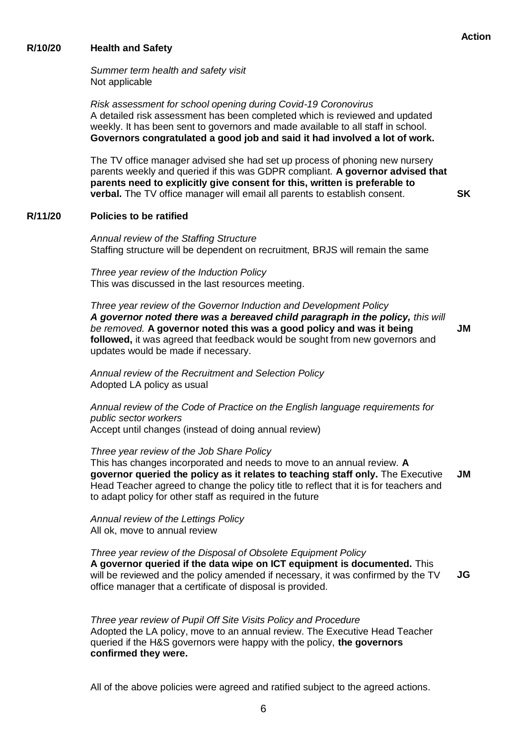**Action**

**R/10/20 Health and Safety**

*Summer term health and safety visit*
Not applicable

*Risk assessment for school opening during Covid-19 Coronovirus*
A detailed risk assessment has been completed which is reviewed and updated weekly. It has been sent to governors and made available to all staff in school. **Governors congratulated a good job and said it had involved a lot of work.**

The TV office manager advised she had set up process of phoning new nursery parents weekly and queried if this was GDPR compliant. **A governor advised that parents need to explicitly give consent for this, written is preferable to verbal.** The TV office manager will email all parents to establish consent. **SK**

**R/11/20 Policies to be ratified**

*Annual review of the Staffing Structure*
Staffing structure will be dependent on recruitment, BRJS will remain the same

*Three year review of the Induction Policy*
This was discussed in the last resources meeting.

*Three year review of the Governor Induction and Development Policy*
***A governor noted there was a bereaved child paragraph in the policy,*** *this will be removed.* **A governor noted this was a good policy and was it being followed,** it was agreed that feedback would be sought from new governors and updates would be made if necessary. **JM**

*Annual review of the Recruitment and Selection Policy*
Adopted LA policy as usual

*Annual review of the Code of Practice on the English language requirements for public sector workers*
Accept until changes (instead of doing annual review)

*Three year review of the Job Share Policy*
This has changes incorporated and needs to move to an annual review. **A governor queried the policy as it relates to teaching staff only.** The Executive Head Teacher agreed to change the policy title to reflect that it is for teachers and to adapt policy for other staff as required in the future **JM**

*Annual review of the Lettings Policy*
All ok, move to annual review

*Three year review of the Disposal of Obsolete Equipment Policy*
**A governor queried if the data wipe on ICT equipment is documented.** This will be reviewed and the policy amended if necessary, it was confirmed by the TV office manager that a certificate of disposal is provided. **JG**

*Three year review of Pupil Off Site Visits Policy and Procedure*
Adopted the LA policy, move to an annual review. The Executive Head Teacher queried if the H&S governors were happy with the policy, **the governors confirmed they were.**

All of the above policies were agreed and ratified subject to the agreed actions.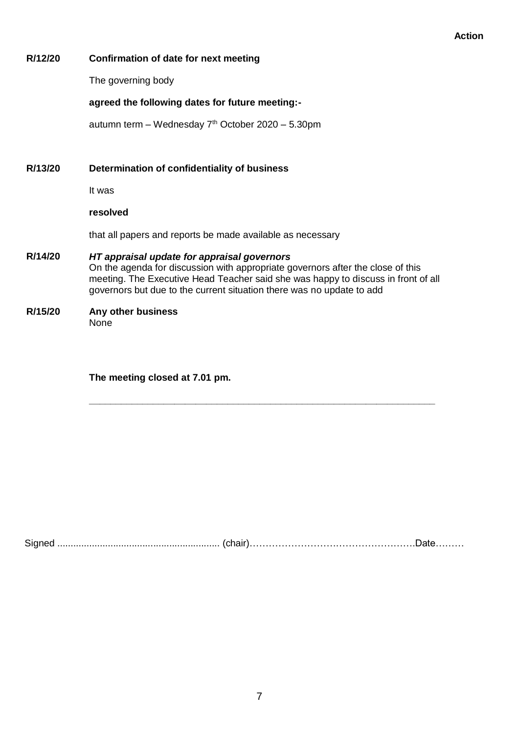**Action**

**R/12/20 Confirmation of date for next meeting**

The governing body

**agreed the following dates for future meeting:-**

autumn term – Wednesday 7th October 2020 – 5.30pm

**R/13/20 Determination of confidentiality of business**

It was

**resolved**

that all papers and reports be made available as necessary

**R/14/20 *HT appraisal update for appraisal governors***

On the agenda for discussion with appropriate governors after the close of this meeting. The Executive Head Teacher said she was happy to discuss in front of all governors but due to the current situation there was no update to add

**R/15/20 Any other business**

None

**The meeting closed at 7.01 pm.**

---

Signed ............................................................ (chair)…………………………………………….Date………